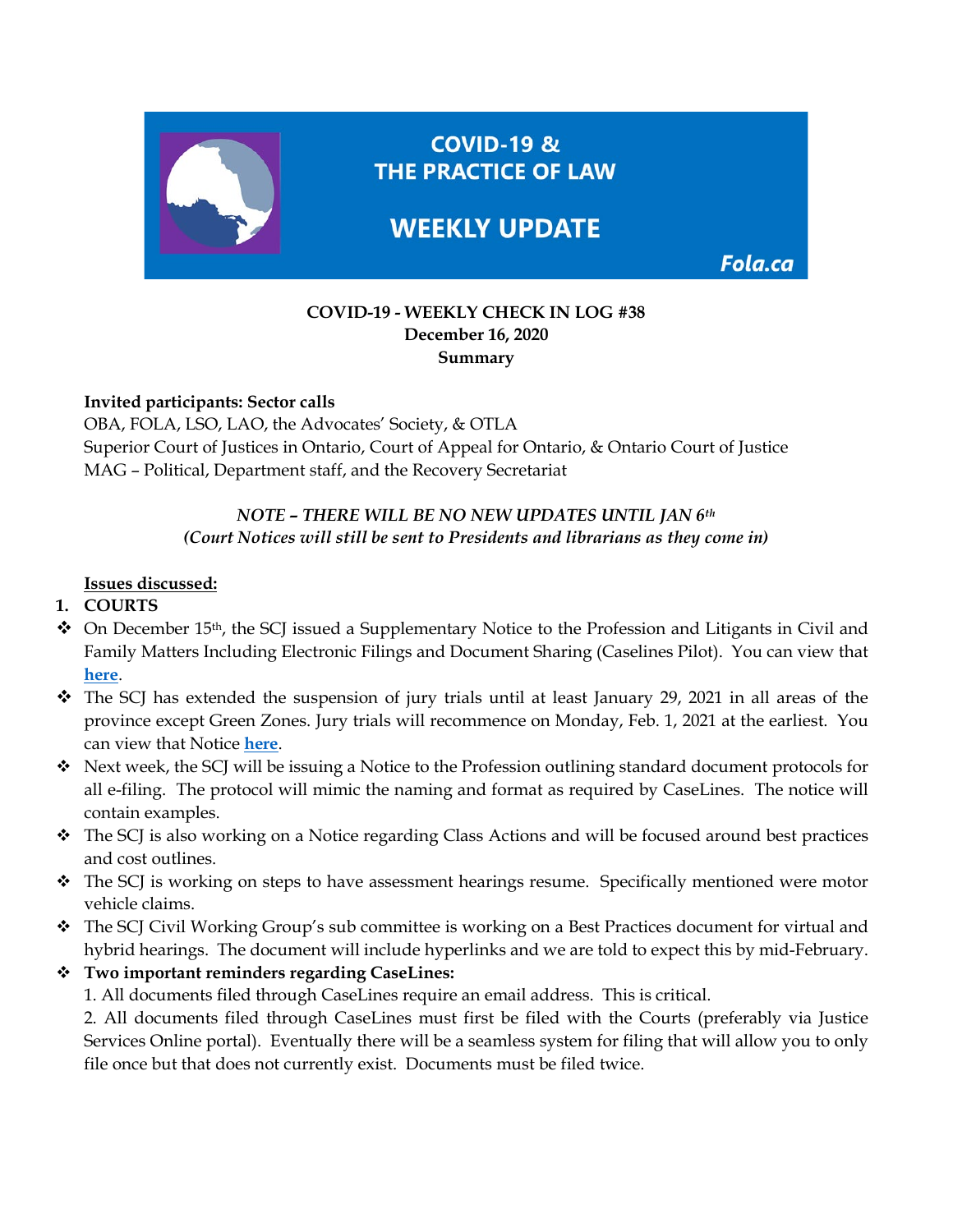# COVID-19 & THE PRACTICE OF LAW

# WEEKLY UPDATE

Fola.ca

**COVID-19 - WEEKLY CHECK IN LOG #38**
**December 16, 2020**
**Summary**

**Invited participants: Sector calls**
OBA, FOLA, LSO, LAO, the Advocates' Society, & OTLA
Superior Court of Justices in Ontario, Court of Appeal for Ontario, & Ontario Court of Justice
MAG – Political, Department staff, and the Recovery Secretariat

*NOTE – THERE WILL BE NO NEW UPDATES UNTIL JAN 6th*
*(Court Notices will still be sent to Presidents and librarians as they come in)*

**Issues discussed:**

1. **COURTS**

- On December 15th, the SCJ issued a Supplementary Notice to the Profession and Litigants in Civil and Family Matters Including Electronic Filings and Document Sharing (Caselines Pilot). You can view that **here**.
- The SCJ has extended the suspension of jury trials until at least January 29, 2021 in all areas of the province except Green Zones. Jury trials will recommence on Monday, Feb. 1, 2021 at the earliest. You can view that Notice **here**.
- Next week, the SCJ will be issuing a Notice to the Profession outlining standard document protocols for all e-filing. The protocol will mimic the naming and format as required by CaseLines. The notice will contain examples.
- The SCJ is also working on a Notice regarding Class Actions and will be focused around best practices and cost outlines.
- The SCJ is working on steps to have assessment hearings resume. Specifically mentioned were motor vehicle claims.
- The SCJ Civil Working Group's sub committee is working on a Best Practices document for virtual and hybrid hearings. The document will include hyperlinks and we are told to expect this by mid-February.
- **Two important reminders regarding CaseLines:**
  1. All documents filed through CaseLines require an email address. This is critical.
  2. All documents filed through CaseLines must first be filed with the Courts (preferably via Justice Services Online portal). Eventually there will be a seamless system for filing that will allow you to only file once but that does not currently exist. Documents must be filed twice.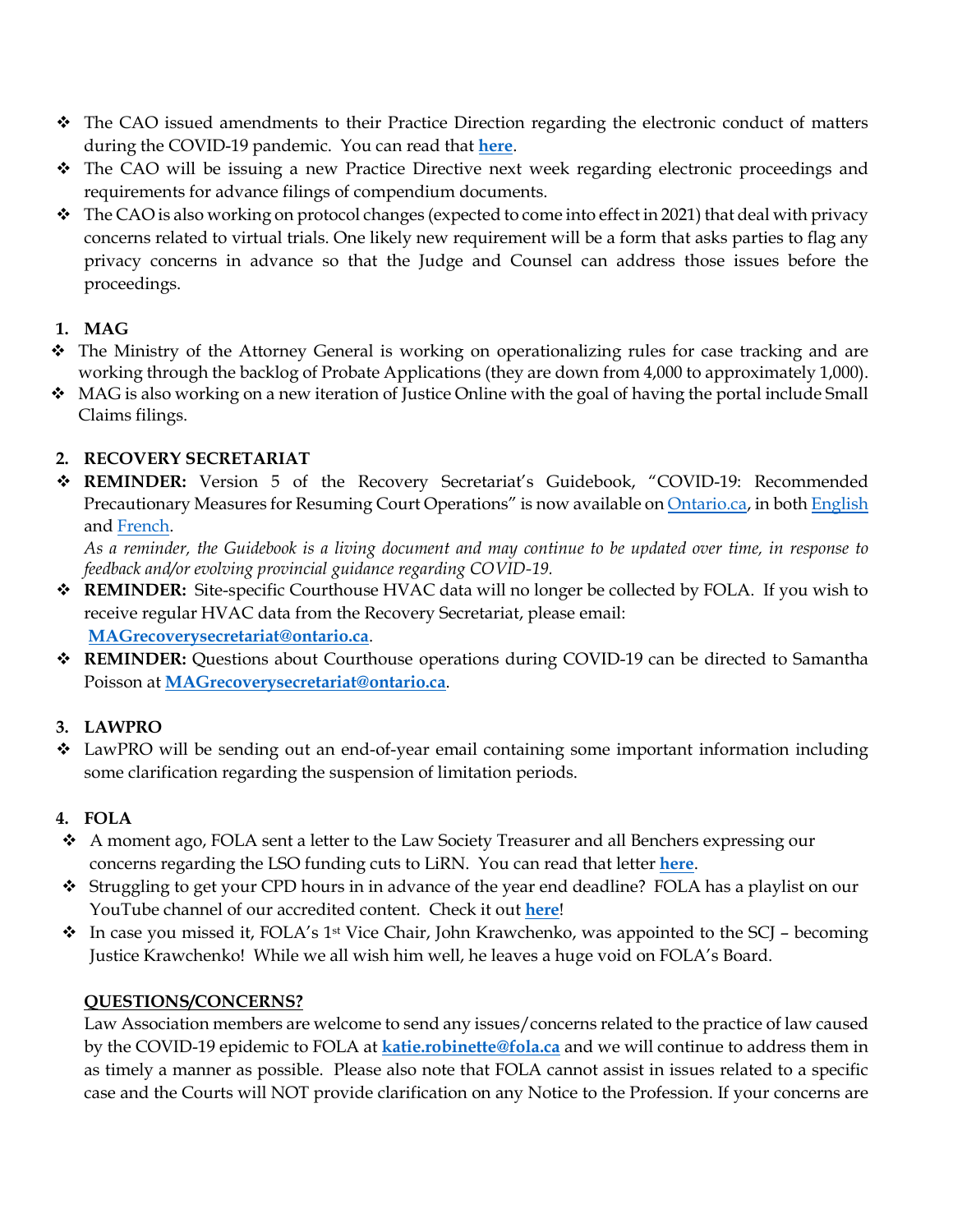- The CAO issued amendments to their Practice Direction regarding the electronic conduct of matters during the COVID-19 pandemic. You can read that **here**.
- The CAO will be issuing a new Practice Directive next week regarding electronic proceedings and requirements for advance filings of compendium documents.
- The CAO is also working on protocol changes (expected to come into effect in 2021) that deal with privacy concerns related to virtual trials. One likely new requirement will be a form that asks parties to flag any privacy concerns in advance so that the Judge and Counsel can address those issues before the proceedings.

1. **MAG**

- The Ministry of the Attorney General is working on operationalizing rules for case tracking and are working through the backlog of Probate Applications (they are down from 4,000 to approximately 1,000).
- MAG is also working on a new iteration of Justice Online with the goal of having the portal include Small Claims filings.

2. **RECOVERY SECRETARIAT**

- **REMINDER:** Version 5 of the Recovery Secretariat's Guidebook, "COVID-19: Recommended Precautionary Measures for Resuming Court Operations" is now available on Ontario.ca, in both English and French.
  *As a reminder, the Guidebook is a living document and may continue to be updated over time, in response to feedback and/or evolving provincial guidance regarding COVID-19.*
- **REMINDER:** Site-specific Courthouse HVAC data will no longer be collected by FOLA. If you wish to receive regular HVAC data from the Recovery Secretariat, please email: **MAGrecoverysecretariat@ontario.ca**.
- **REMINDER:** Questions about Courthouse operations during COVID-19 can be directed to Samantha Poisson at **MAGrecoverysecretariat@ontario.ca**.

3. **LAWPRO**

- LawPRO will be sending out an end-of-year email containing some important information including some clarification regarding the suspension of limitation periods.

4. **FOLA**

- A moment ago, FOLA sent a letter to the Law Society Treasurer and all Benchers expressing our concerns regarding the LSO funding cuts to LiRN. You can read that letter **here**.
- Struggling to get your CPD hours in in advance of the year end deadline? FOLA has a playlist on our YouTube channel of our accredited content. Check it out **here**!
- In case you missed it, FOLA's 1st Vice Chair, John Krawchenko, was appointed to the SCJ – becoming Justice Krawchenko! While we all wish him well, he leaves a huge void on FOLA's Board.

**QUESTIONS/CONCERNS?**

Law Association members are welcome to send any issues/concerns related to the practice of law caused by the COVID-19 epidemic to FOLA at **katie.robinette@fola.ca** and we will continue to address them in as timely a manner as possible. Please also note that FOLA cannot assist in issues related to a specific case and the Courts will NOT provide clarification on any Notice to the Profession. If your concerns are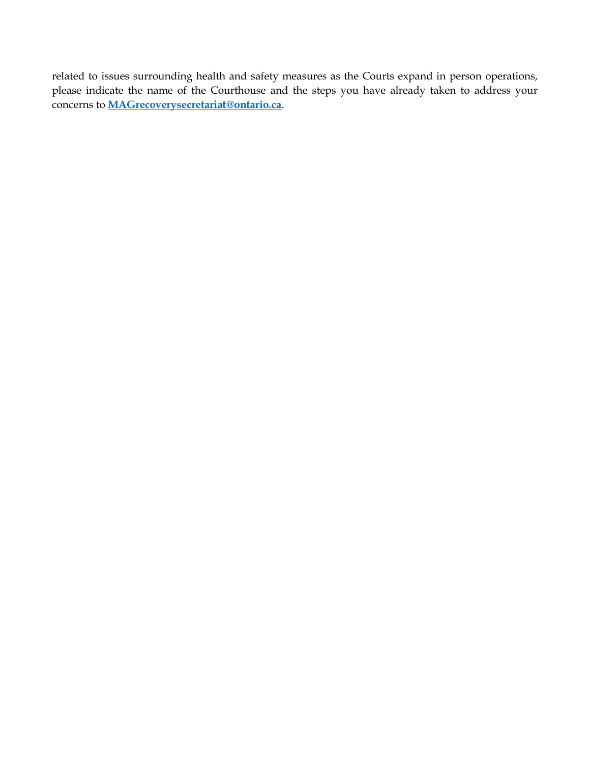related to issues surrounding health and safety measures as the Courts expand in person operations, please indicate the name of the Courthouse and the steps you have already taken to address your concerns to **MAGrecoverysecretariat@ontario.ca**.